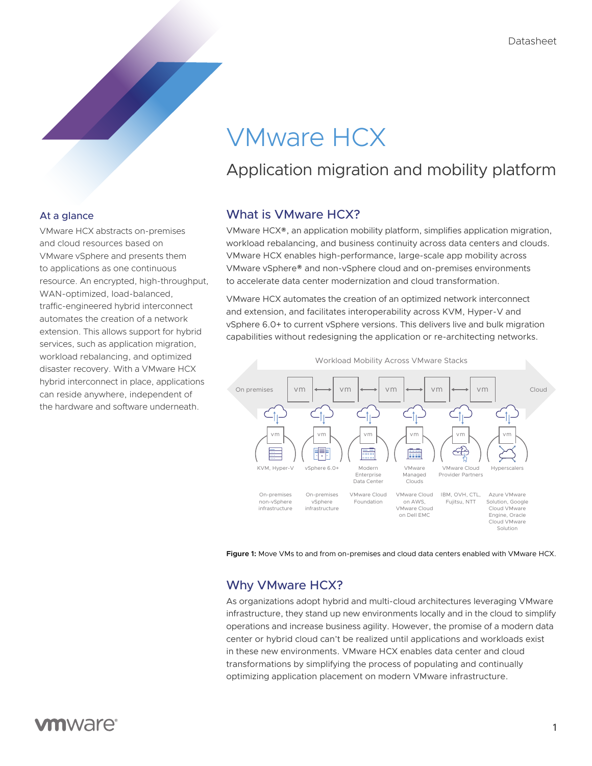Datasheet

# VMware HCX

## Application migration and mobility platform

### At a glance

VMware HCX abstracts on-premises and cloud resources based on VMware vSphere and presents them to applications as one continuous resource. An encrypted, high-throughput, WAN-optimized, load-balanced, traffic-engineered hybrid interconnect automates the creation of a network extension. This allows support for hybrid services, such as application migration, workload rebalancing, and optimized disaster recovery. With a VMware HCX hybrid interconnect in place, applications can reside anywhere, independent of the hardware and software underneath.

### What is VMware HCX?

VMware HCX®, an application mobility platform, simplifies application migration, workload rebalancing, and business continuity across data centers and clouds. VMware HCX enables high-performance, large-scale app mobility across VMware vSphere® and non-vSphere cloud and on-premises environments to accelerate data center modernization and cloud transformation.

VMware HCX automates the creation of an optimized network interconnect and extension, and facilitates interoperability across KVM, Hyper-V and vSphere 6.0+ to current vSphere versions. This delivers live and bulk migration capabilities without redesigning the application or re-architecting networks.

Workload Mobility Across VMware Stacks

On premises — vm ⟷ vm ⟷ vm ⟷ vm ⟷ vm — Cloud

| KVM, Hyper-V | vSphere 6.0+ | Modern Enterprise Data Center | VMware Managed Clouds | VMware Cloud Provider Partners | Hyperscalers |
|---|---|---|---|---|---|
| On-premises non-vSphere infrastructure | On-premises vSphere infrastructure | VMware Cloud Foundation | VMware Cloud on AWS, VMware Cloud on Dell EMC | IBM, OVH, CTL, Fujitsu, NTT | Azure VMware Solution, Google Cloud VMware Engine, Oracle Cloud VMware Solution |

**Figure 1:** Move VMs to and from on-premises and cloud data centers enabled with VMware HCX.

### Why VMware HCX?

As organizations adopt hybrid and multi-cloud architectures leveraging VMware infrastructure, they stand up new environments locally and in the cloud to simplify operations and increase business agility. However, the promise of a modern data center or hybrid cloud can't be realized until applications and workloads exist in these new environments. VMware HCX enables data center and cloud transformations by simplifying the process of populating and continually optimizing application placement on modern VMware infrastructure.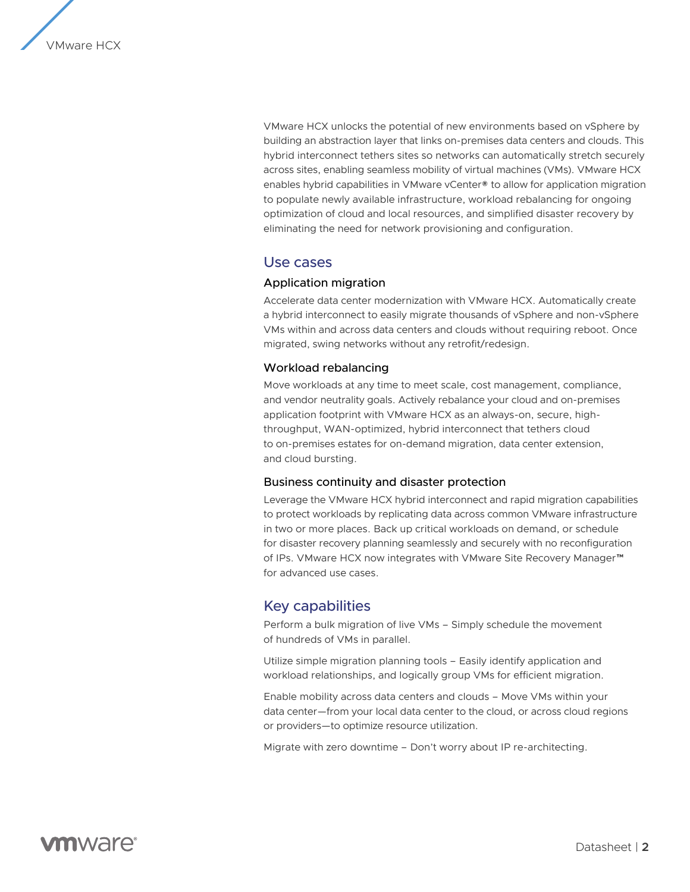VMware HCX unlocks the potential of new environments based on vSphere by building an abstraction layer that links on-premises data centers and clouds. This hybrid interconnect tethers sites so networks can automatically stretch securely across sites, enabling seamless mobility of virtual machines (VMs). VMware HCX enables hybrid capabilities in VMware vCenter® to allow for application migration to populate newly available infrastructure, workload rebalancing for ongoing optimization of cloud and local resources, and simplified disaster recovery by eliminating the need for network provisioning and configuration.

## Use cases

### Application migration

Accelerate data center modernization with VMware HCX. Automatically create a hybrid interconnect to easily migrate thousands of vSphere and non-vSphere VMs within and across data centers and clouds without requiring reboot. Once migrated, swing networks without any retrofit/redesign.

### Workload rebalancing

Move workloads at any time to meet scale, cost management, compliance, and vendor neutrality goals. Actively rebalance your cloud and on-premises application footprint with VMware HCX as an always-on, secure, high-throughput, WAN-optimized, hybrid interconnect that tethers cloud to on-premises estates for on-demand migration, data center extension, and cloud bursting.

### Business continuity and disaster protection

Leverage the VMware HCX hybrid interconnect and rapid migration capabilities to protect workloads by replicating data across common VMware infrastructure in two or more places. Back up critical workloads on demand, or schedule for disaster recovery planning seamlessly and securely with no reconfiguration of IPs. VMware HCX now integrates with VMware Site Recovery Manager™ for advanced use cases.

## Key capabilities

Perform a bulk migration of live VMs – Simply schedule the movement of hundreds of VMs in parallel.

Utilize simple migration planning tools – Easily identify application and workload relationships, and logically group VMs for efficient migration.

Enable mobility across data centers and clouds – Move VMs within your data center—from your local data center to the cloud, or across cloud regions or providers—to optimize resource utilization.

Migrate with zero downtime – Don't worry about IP re-architecting.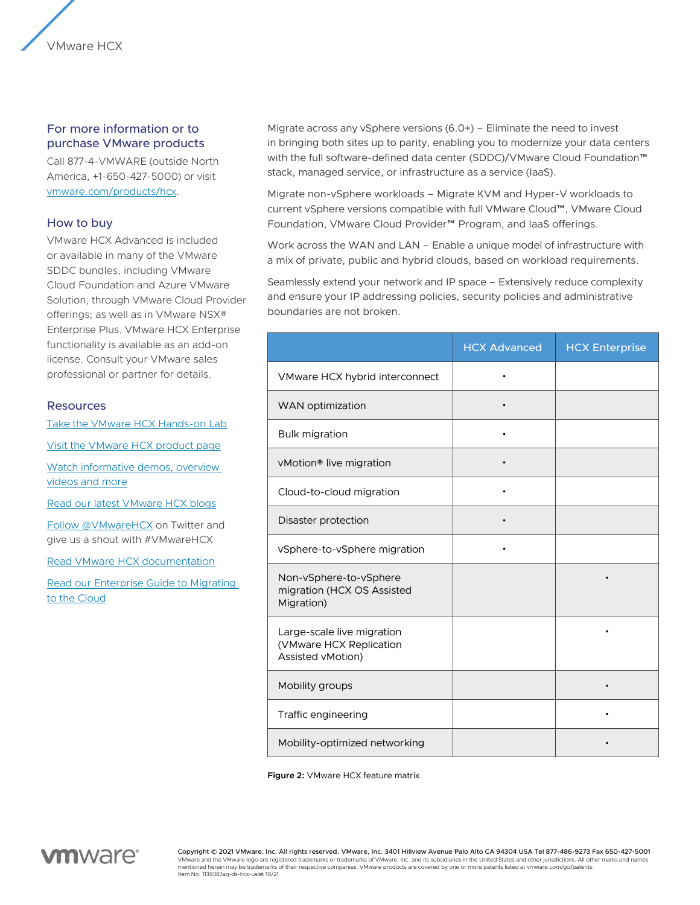## For more information or to purchase VMware products

Call 877-4-VMWARE (outside North America, +1-650-427-5000) or visit vmware.com/products/hcx.

## How to buy

VMware HCX Advanced is included or available in many of the VMware SDDC bundles, including VMware Cloud Foundation and Azure VMware Solution; through VMware Cloud Provider offerings; as well as in VMware NSX® Enterprise Plus. VMware HCX Enterprise functionality is available as an add-on license. Consult your VMware sales professional or partner for details.

## Resources

Take the VMware HCX Hands-on Lab

Visit the VMware HCX product page

Watch informative demos, overview videos and more

Read our latest VMware HCX blogs

Follow @VMwareHCX on Twitter and give us a shout with #VMwareHCX

Read VMware HCX documentation

Read our Enterprise Guide to Migrating to the Cloud

Migrate across any vSphere versions (6.0+) – Eliminate the need to invest in bringing both sites up to parity, enabling you to modernize your data centers with the full software-defined data center (SDDC)/VMware Cloud Foundation™ stack, managed service, or infrastructure as a service (IaaS).

Migrate non-vSphere workloads – Migrate KVM and Hyper-V workloads to current vSphere versions compatible with full VMware Cloud™, VMware Cloud Foundation, VMware Cloud Provider™ Program, and IaaS offerings.

Work across the WAN and LAN – Enable a unique model of infrastructure with a mix of private, public and hybrid clouds, based on workload requirements.

Seamlessly extend your network and IP space – Extensively reduce complexity and ensure your IP addressing policies, security policies and administrative boundaries are not broken.

| | HCX Advanced | HCX Enterprise |
|---|---|---|
| VMware HCX hybrid interconnect | • | |
| WAN optimization | • | |
| Bulk migration | • | |
| vMotion® live migration | • | |
| Cloud-to-cloud migration | • | |
| Disaster protection | • | |
| vSphere-to-vSphere migration | • | |
| Non-vSphere-to-vSphere migration (HCX OS Assisted Migration) | | • |
| Large-scale live migration (VMware HCX Replication Assisted vMotion) | | • |
| Mobility groups | | • |
| Traffic engineering | | • |
| Mobility-optimized networking | | • |

**Figure 2:** VMware HCX feature matrix.

Copyright © 2021 VMware, Inc. All rights reserved. VMware, Inc. 3401 Hillview Avenue Palo Alto CA 94304 USA Tel 877-486-9273 Fax 650-427-5001 VMware and the VMware logo are registered trademarks or trademarks of VMware, Inc. and its subsidiaries in the United States and other jurisdictions. All other marks and names mentioned herein may be trademarks of their respective companies. VMware products are covered by one or more patents listed at vmware.com/go/patents. Item No: 1139387aq-ds-hcx-uslet 10/21